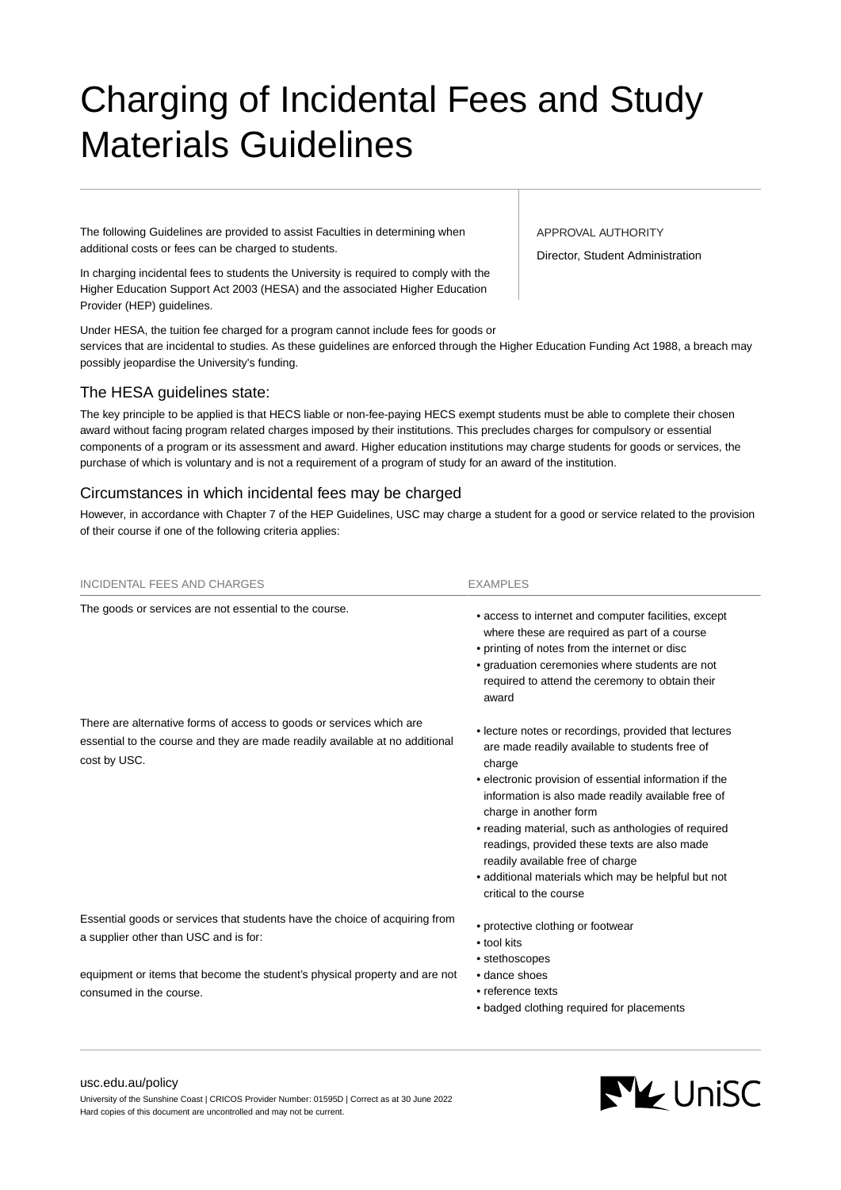# Charging of Incidental Fees and Study Materials Guidelines

APPROVAL AUTHORITY

Director, Student Administration

The following Guidelines are provided to assist Faculties in determining when additional costs or fees can be charged to students.

In charging incidental fees to students the University is required to comply with the Higher Education Support Act 2003 (HESA) and the associated Higher Education Provider (HEP) guidelines.

Under HESA, the tuition fee charged for a program cannot include fees for goods or services that are incidental to studies. As these guidelines are enforced through the Higher Education Funding Act 1988, a breach may possibly jeopardise the University's funding.

## The HESA guidelines state:

The key principle to be applied is that HECS liable or non-fee-paying HECS exempt students must be able to complete their chosen award without facing program related charges imposed by their institutions. This precludes charges for compulsory or essential components of a program or its assessment and award. Higher education institutions may charge students for goods or services, the purchase of which is voluntary and is not a requirement of a program of study for an award of the institution.

## Circumstances in which incidental fees may be charged

However, in accordance with Chapter 7 of the HEP Guidelines, USC may charge a student for a good or service related to the provision of their course if one of the following criteria applies:

| INCIDENTAL FEES AND CHARGES | EXAMPLES |
|---|---|
| The goods or services are not essential to the course. | • access to internet and computer facilities, except where these are required as part of a course<br>• printing of notes from the internet or disc<br>• graduation ceremonies where students are not required to attend the ceremony to obtain their award |
| There are alternative forms of access to goods or services which are essential to the course and they are made readily available at no additional cost by USC. | • lecture notes or recordings, provided that lectures are made readily available to students free of charge<br>• electronic provision of essential information if the information is also made readily available free of charge in another form<br>• reading material, such as anthologies of required readings, provided these texts are also made readily available free of charge<br>• additional materials which may be helpful but not critical to the course |
| Essential goods or services that students have the choice of acquiring from a supplier other than USC and is for:<br><br>equipment or items that become the student's physical property and are not consumed in the course. | • protective clothing or footwear<br>• tool kits<br>• stethoscopes<br>• dance shoes<br>• reference texts<br>• badged clothing required for placements |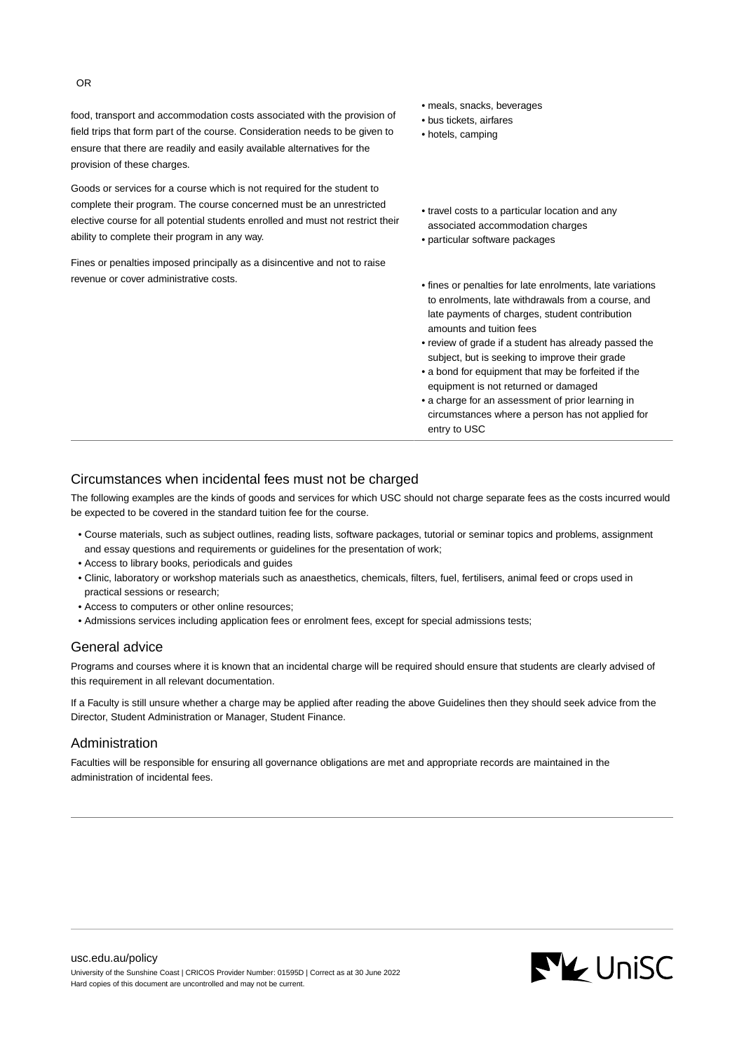OR

| | |
|---|---|
| food, transport and accommodation costs associated with the provision of field trips that form part of the course. Consideration needs to be given to ensure that there are readily and easily available alternatives for the provision of these charges. | • meals, snacks, beverages<br>• bus tickets, airfares<br>• hotels, camping |
| Goods or services for a course which is not required for the student to complete their program. The course concerned must be an unrestricted elective course for all potential students enrolled and must not restrict their ability to complete their program in any way. | • travel costs to a particular location and any associated accommodation charges<br>• particular software packages |
| Fines or penalties imposed principally as a disincentive and not to raise revenue or cover administrative costs. | • fines or penalties for late enrolments, late variations to enrolments, late withdrawals from a course, and late payments of charges, student contribution amounts and tuition fees<br>• review of grade if a student has already passed the subject, but is seeking to improve their grade<br>• a bond for equipment that may be forfeited if the equipment is not returned or damaged<br>• a charge for an assessment of prior learning in circumstances where a person has not applied for entry to USC |

## Circumstances when incidental fees must not be charged

The following examples are the kinds of goods and services for which USC should not charge separate fees as the costs incurred would be expected to be covered in the standard tuition fee for the course.

- Course materials, such as subject outlines, reading lists, software packages, tutorial or seminar topics and problems, assignment and essay questions and requirements or guidelines for the presentation of work;
- Access to library books, periodicals and guides
- Clinic, laboratory or workshop materials such as anaesthetics, chemicals, filters, fuel, fertilisers, animal feed or crops used in practical sessions or research;
- Access to computers or other online resources;
- Admissions services including application fees or enrolment fees, except for special admissions tests;

## General advice

Programs and courses where it is known that an incidental charge will be required should ensure that students are clearly advised of this requirement in all relevant documentation.

If a Faculty is still unsure whether a charge may be applied after reading the above Guidelines then they should seek advice from the Director, Student Administration or Manager, Student Finance.

## Administration

Faculties will be responsible for ensuring all governance obligations are met and appropriate records are maintained in the administration of incidental fees.